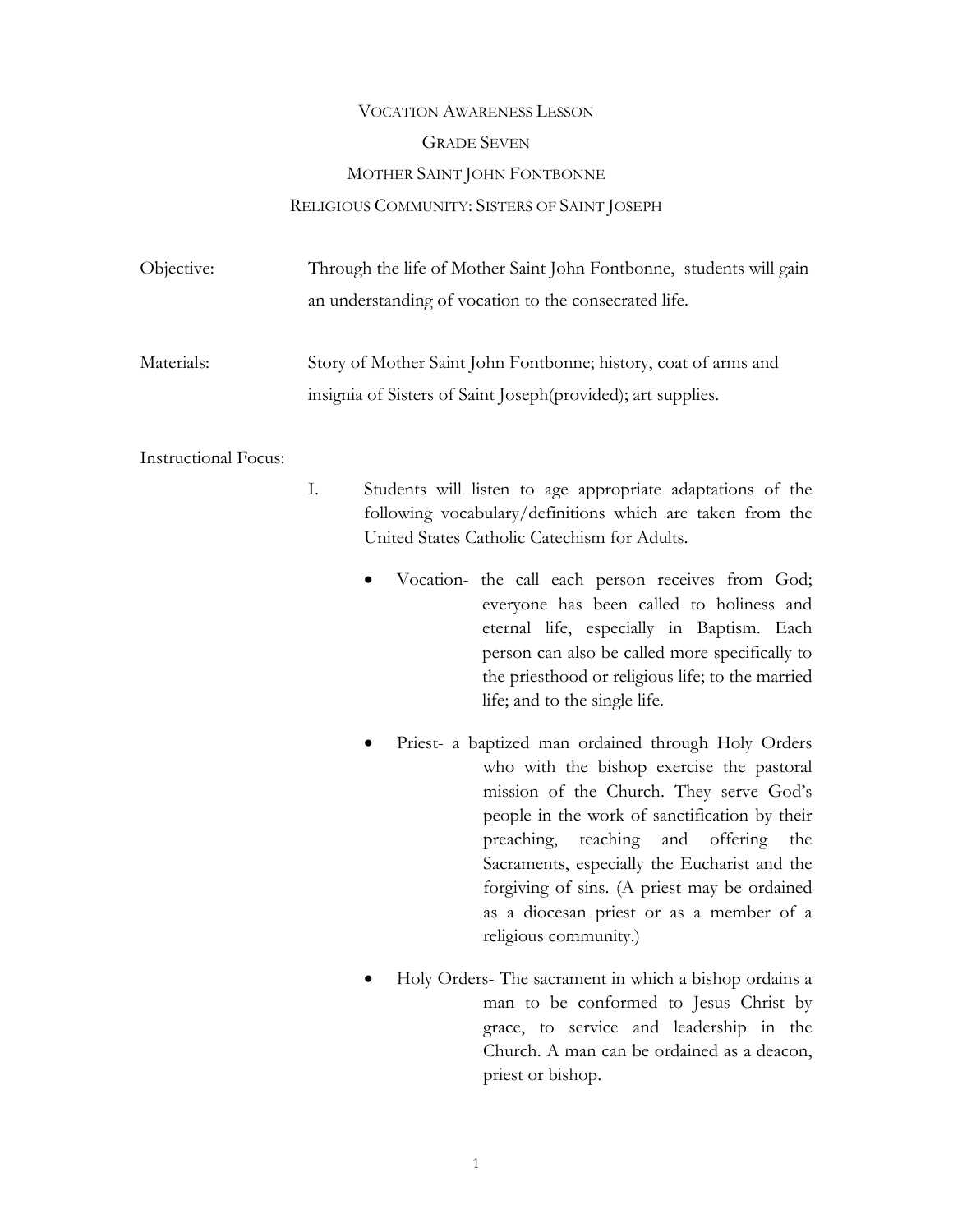# VOCATION AWARENESS LESSON

## GRADE SEVEN

## MOTHER SAINT JOHN FONTBONNE

## RELIGIOUS COMMUNITY: SISTERS OF SAINT JOSEPH

**Objective:** Through the life of Mother Saint John Fontbonne, students will gain an understanding of vocation to the consecrated life.

**Materials:** Story of Mother Saint John Fontbonne; history, coat of arms and insignia of Sisters of Saint Joseph(provided); art supplies.

**Instructional Focus:**

I. Students will listen to age appropriate adaptations of the following vocabulary/definitions which are taken from the United States Catholic Catechism for Adults.

- Vocation- the call each person receives from God; everyone has been called to holiness and eternal life, especially in Baptism. Each person can also be called more specifically to the priesthood or religious life; to the married life; and to the single life.

- Priest- a baptized man ordained through Holy Orders who with the bishop exercise the pastoral mission of the Church. They serve God's people in the work of sanctification by their preaching, teaching and offering the Sacraments, especially the Eucharist and the forgiving of sins. (A priest may be ordained as a diocesan priest or as a member of a religious community.)

- Holy Orders- The sacrament in which a bishop ordains a man to be conformed to Jesus Christ by grace, to service and leadership in the Church. A man can be ordained as a deacon, priest or bishop.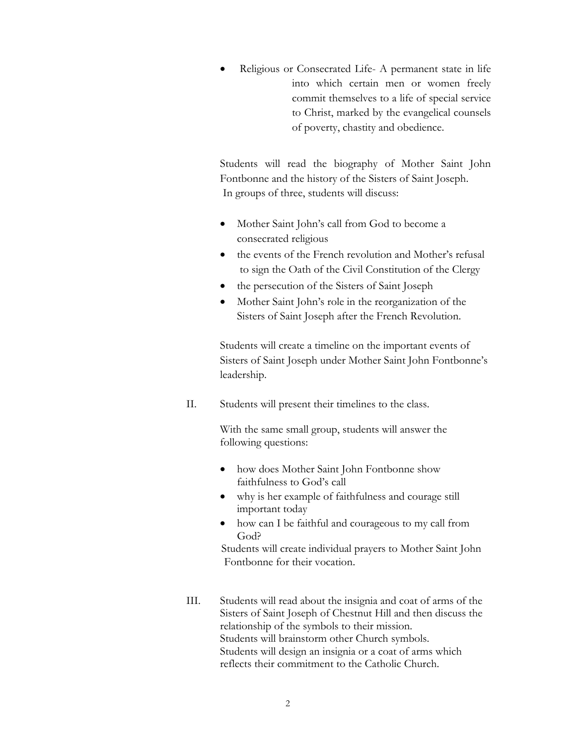- Religious or Consecrated Life- A permanent state in life into which certain men or women freely commit themselves to a life of special service to Christ, marked by the evangelical counsels of poverty, chastity and obedience.

Students will read the biography of Mother Saint John Fontbonne and the history of the Sisters of Saint Joseph. In groups of three, students will discuss:

- Mother Saint John's call from God to become a consecrated religious
- the events of the French revolution and Mother's refusal to sign the Oath of the Civil Constitution of the Clergy
- the persecution of the Sisters of Saint Joseph
- Mother Saint John's role in the reorganization of the Sisters of Saint Joseph after the French Revolution.

Students will create a timeline on the important events of Sisters of Saint Joseph under Mother Saint John Fontbonne's leadership.

II. Students will present their timelines to the class.

With the same small group, students will answer the following questions:

- how does Mother Saint John Fontbonne show faithfulness to God's call
- why is her example of faithfulness and courage still important today
- how can I be faithful and courageous to my call from God?

Students will create individual prayers to Mother Saint John Fontbonne for their vocation.

III. Students will read about the insignia and coat of arms of the Sisters of Saint Joseph of Chestnut Hill and then discuss the relationship of the symbols to their mission.
Students will brainstorm other Church symbols.
Students will design an insignia or a coat of arms which reflects their commitment to the Catholic Church.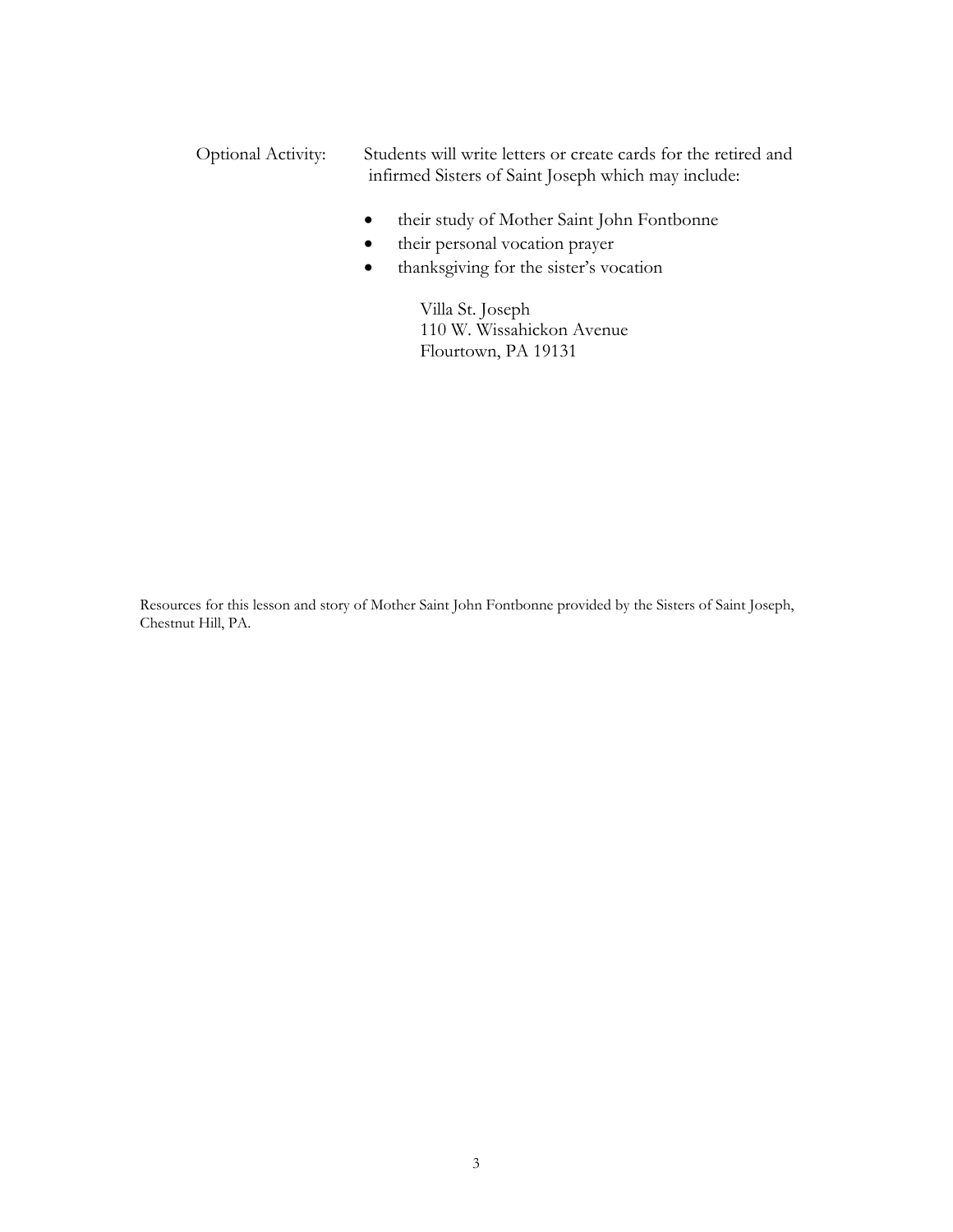Optional Activity: Students will write letters or create cards for the retired and infirmed Sisters of Saint Joseph which may include:

- their study of Mother Saint John Fontbonne
- their personal vocation prayer
- thanksgiving for the sister's vocation

Villa St. Joseph
110 W. Wissahickon Avenue
Flourtown, PA 19131

Resources for this lesson and story of Mother Saint John Fontbonne provided by the Sisters of Saint Joseph, Chestnut Hill, PA.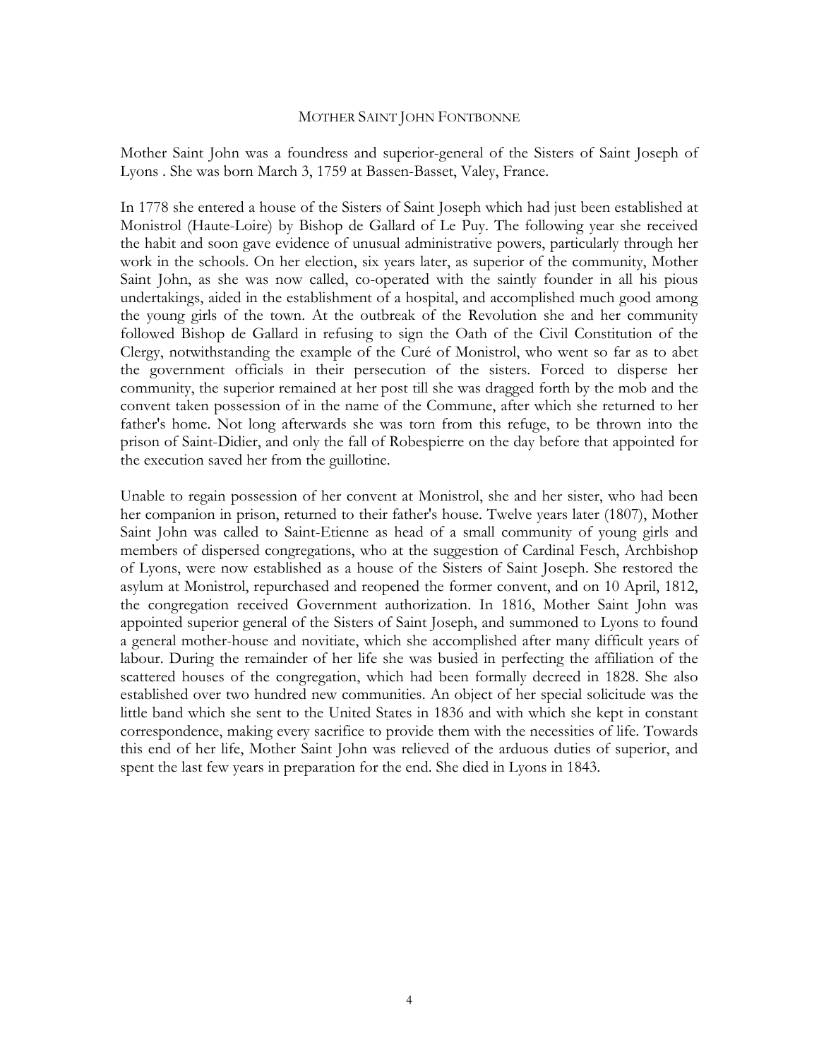## Mother Saint John Fontbonne

Mother Saint John was a foundress and superior-general of the Sisters of Saint Joseph of Lyons . She was born March 3, 1759 at Bassen-Basset, Valey, France.

In 1778 she entered a house of the Sisters of Saint Joseph which had just been established at Monistrol (Haute-Loire) by Bishop de Gallard of Le Puy. The following year she received the habit and soon gave evidence of unusual administrative powers, particularly through her work in the schools. On her election, six years later, as superior of the community, Mother Saint John, as she was now called, co-operated with the saintly founder in all his pious undertakings, aided in the establishment of a hospital, and accomplished much good among the young girls of the town. At the outbreak of the Revolution she and her community followed Bishop de Gallard in refusing to sign the Oath of the Civil Constitution of the Clergy, notwithstanding the example of the Curé of Monistrol, who went so far as to abet the government officials in their persecution of the sisters. Forced to disperse her community, the superior remained at her post till she was dragged forth by the mob and the convent taken possession of in the name of the Commune, after which she returned to her father's home. Not long afterwards she was torn from this refuge, to be thrown into the prison of Saint-Didier, and only the fall of Robespierre on the day before that appointed for the execution saved her from the guillotine.

Unable to regain possession of her convent at Monistrol, she and her sister, who had been her companion in prison, returned to their father's house. Twelve years later (1807), Mother Saint John was called to Saint-Etienne as head of a small community of young girls and members of dispersed congregations, who at the suggestion of Cardinal Fesch, Archbishop of Lyons, were now established as a house of the Sisters of Saint Joseph. She restored the asylum at Monistrol, repurchased and reopened the former convent, and on 10 April, 1812, the congregation received Government authorization. In 1816, Mother Saint John was appointed superior general of the Sisters of Saint Joseph, and summoned to Lyons to found a general mother-house and novitiate, which she accomplished after many difficult years of labour. During the remainder of her life she was busied in perfecting the affiliation of the scattered houses of the congregation, which had been formally decreed in 1828. She also established over two hundred new communities. An object of her special solicitude was the little band which she sent to the United States in 1836 and with which she kept in constant correspondence, making every sacrifice to provide them with the necessities of life. Towards this end of her life, Mother Saint John was relieved of the arduous duties of superior, and spent the last few years in preparation for the end. She died in Lyons in 1843.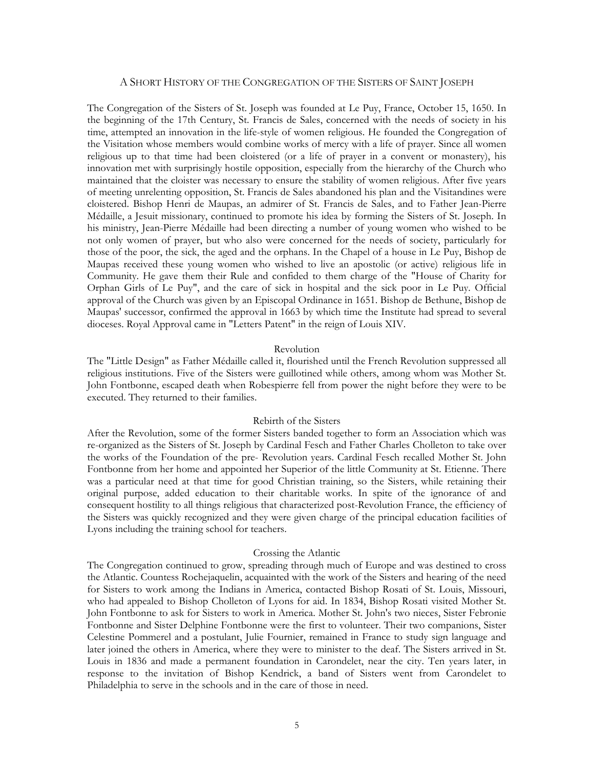# A Short History of the Congregation of the Sisters of Saint Joseph

The Congregation of the Sisters of St. Joseph was founded at Le Puy, France, October 15, 1650. In the beginning of the 17th Century, St. Francis de Sales, concerned with the needs of society in his time, attempted an innovation in the life-style of women religious. He founded the Congregation of the Visitation whose members would combine works of mercy with a life of prayer. Since all women religious up to that time had been cloistered (or a life of prayer in a convent or monastery), his innovation met with surprisingly hostile opposition, especially from the hierarchy of the Church who maintained that the cloister was necessary to ensure the stability of women religious. After five years of meeting unrelenting opposition, St. Francis de Sales abandoned his plan and the Visitandines were cloistered. Bishop Henri de Maupas, an admirer of St. Francis de Sales, and to Father Jean-Pierre Médaille, a Jesuit missionary, continued to promote his idea by forming the Sisters of St. Joseph. In his ministry, Jean-Pierre Médaille had been directing a number of young women who wished to be not only women of prayer, but who also were concerned for the needs of society, particularly for those of the poor, the sick, the aged and the orphans. In the Chapel of a house in Le Puy, Bishop de Maupas received these young women who wished to live an apostolic (or active) religious life in Community. He gave them their Rule and confided to them charge of the "House of Charity for Orphan Girls of Le Puy", and the care of sick in hospital and the sick poor in Le Puy. Official approval of the Church was given by an Episcopal Ordinance in 1651. Bishop de Bethune, Bishop de Maupas' successor, confirmed the approval in 1663 by which time the Institute had spread to several dioceses. Royal Approval came in "Letters Patent" in the reign of Louis XIV.

## Revolution

The "Little Design" as Father Médaille called it, flourished until the French Revolution suppressed all religious institutions. Five of the Sisters were guillotined while others, among whom was Mother St. John Fontbonne, escaped death when Robespierre fell from power the night before they were to be executed. They returned to their families.

## Rebirth of the Sisters

After the Revolution, some of the former Sisters banded together to form an Association which was re-organized as the Sisters of St. Joseph by Cardinal Fesch and Father Charles Cholleton to take over the works of the Foundation of the pre- Revolution years. Cardinal Fesch recalled Mother St. John Fontbonne from her home and appointed her Superior of the little Community at St. Etienne. There was a particular need at that time for good Christian training, so the Sisters, while retaining their original purpose, added education to their charitable works. In spite of the ignorance of and consequent hostility to all things religious that characterized post-Revolution France, the efficiency of the Sisters was quickly recognized and they were given charge of the principal education facilities of Lyons including the training school for teachers.

## Crossing the Atlantic

The Congregation continued to grow, spreading through much of Europe and was destined to cross the Atlantic. Countess Rochejaquelin, acquainted with the work of the Sisters and hearing of the need for Sisters to work among the Indians in America, contacted Bishop Rosati of St. Louis, Missouri, who had appealed to Bishop Cholleton of Lyons for aid. In 1834, Bishop Rosati visited Mother St. John Fontbonne to ask for Sisters to work in America. Mother St. John's two nieces, Sister Febronie Fontbonne and Sister Delphine Fontbonne were the first to volunteer. Their two companions, Sister Celestine Pommerel and a postulant, Julie Fournier, remained in France to study sign language and later joined the others in America, where they were to minister to the deaf. The Sisters arrived in St. Louis in 1836 and made a permanent foundation in Carondelet, near the city. Ten years later, in response to the invitation of Bishop Kendrick, a band of Sisters went from Carondelet to Philadelphia to serve in the schools and in the care of those in need.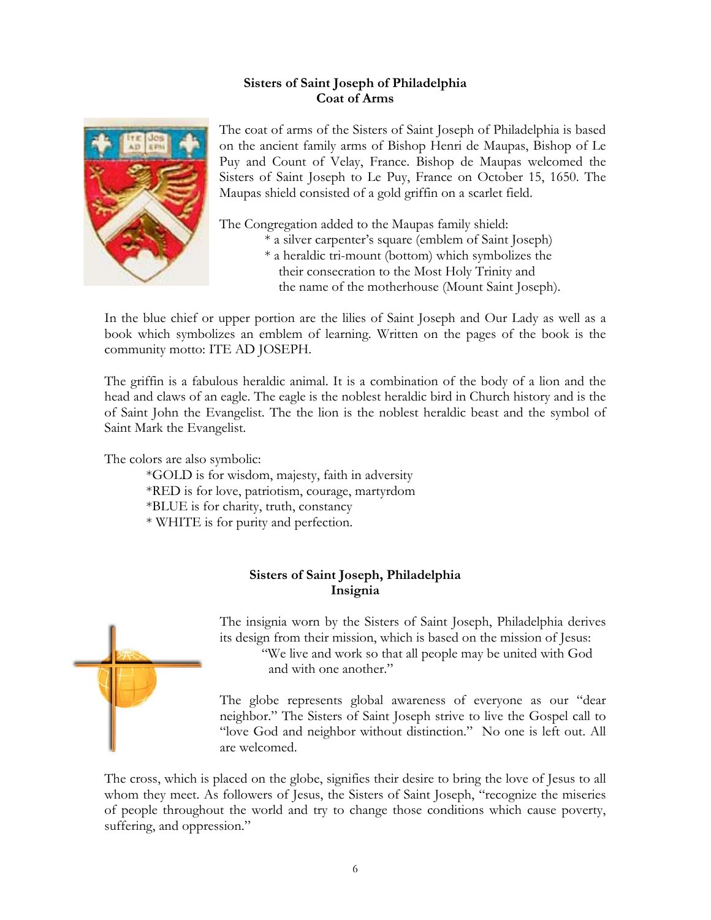**Sisters of Saint Joseph of Philadelphia**
**Coat of Arms**

The coat of arms of the Sisters of Saint Joseph of Philadelphia is based on the ancient family arms of Bishop Henri de Maupas, Bishop of Le Puy and Count of Velay, France. Bishop de Maupas welcomed the Sisters of Saint Joseph to Le Puy, France on October 15, 1650. The Maupas shield consisted of a gold griffin on a scarlet field.

The Congregation added to the Maupas family shield:

* a silver carpenter's square (emblem of Saint Joseph)
* a heraldic tri-mount (bottom) which symbolizes the their consecration to the Most Holy Trinity and the name of the motherhouse (Mount Saint Joseph).

In the blue chief or upper portion are the lilies of Saint Joseph and Our Lady as well as a book which symbolizes an emblem of learning. Written on the pages of the book is the community motto: ITE AD JOSEPH.

The griffin is a fabulous heraldic animal. It is a combination of the body of a lion and the head and claws of an eagle. The eagle is the noblest heraldic bird in Church history and is the of Saint John the Evangelist. The the lion is the noblest heraldic beast and the symbol of Saint Mark the Evangelist.

The colors are also symbolic:

*GOLD is for wisdom, majesty, faith in adversity
*RED is for love, patriotism, courage, martyrdom
*BLUE is for charity, truth, constancy
* WHITE is for purity and perfection.

**Sisters of Saint Joseph, Philadelphia**
**Insignia**

The insignia worn by the Sisters of Saint Joseph, Philadelphia derives its design from their mission, which is based on the mission of Jesus:

"We live and work so that all people may be united with God and with one another."

The globe represents global awareness of everyone as our "dear neighbor." The Sisters of Saint Joseph strive to live the Gospel call to "love God and neighbor without distinction." No one is left out. All are welcomed.

The cross, which is placed on the globe, signifies their desire to bring the love of Jesus to all whom they meet. As followers of Jesus, the Sisters of Saint Joseph, "recognize the miseries of people throughout the world and try to change those conditions which cause poverty, suffering, and oppression."